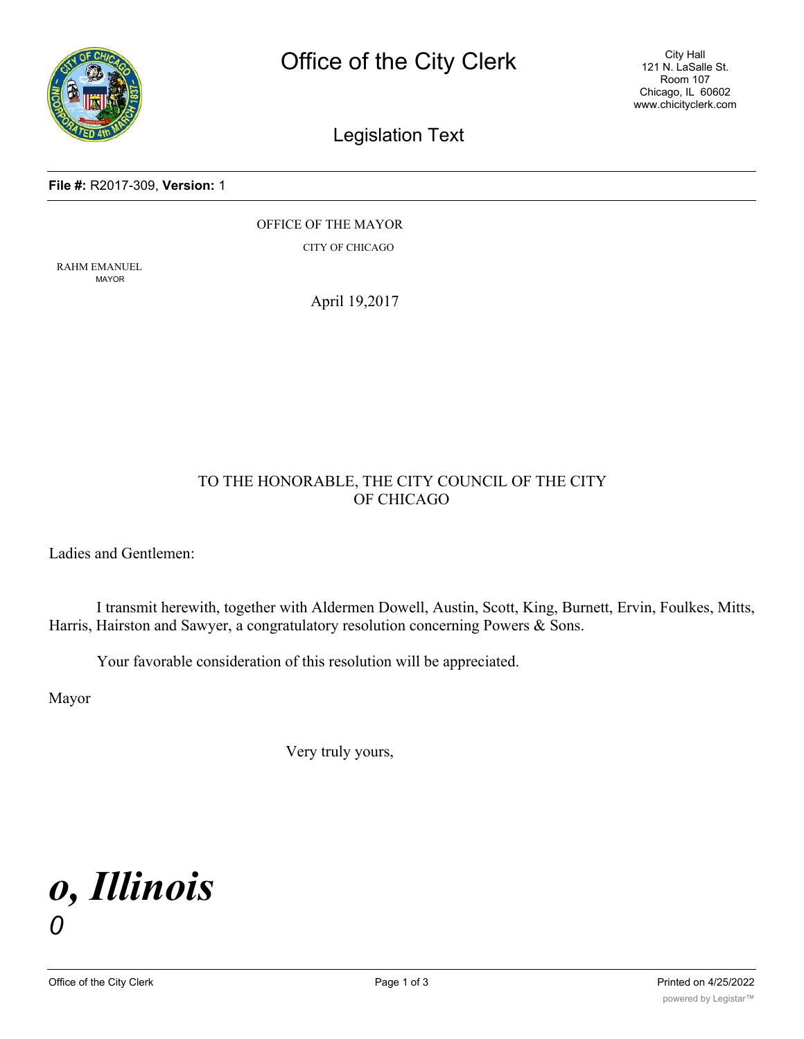# Office of the City Clerk

City Hall
121 N. LaSalle St.
Room 107
Chicago, IL 60602
www.chicityclerk.com

## Legislation Text

**File #:** R2017-309, **Version:** 1

OFFICE OF THE MAYOR

CITY OF CHICAGO

RAHM EMANUEL
MAYOR

April 19,2017

TO THE HONORABLE, THE CITY COUNCIL OF THE CITY OF CHICAGO

Ladies and Gentlemen:

I transmit herewith, together with Aldermen Dowell, Austin, Scott, King, Burnett, Ervin, Foulkes, Mitts, Harris, Hairston and Sawyer, a congratulatory resolution concerning Powers & Sons.

Your favorable consideration of this resolution will be appreciated.

Mayor

Very truly yours,

***o, Illinois***

*0*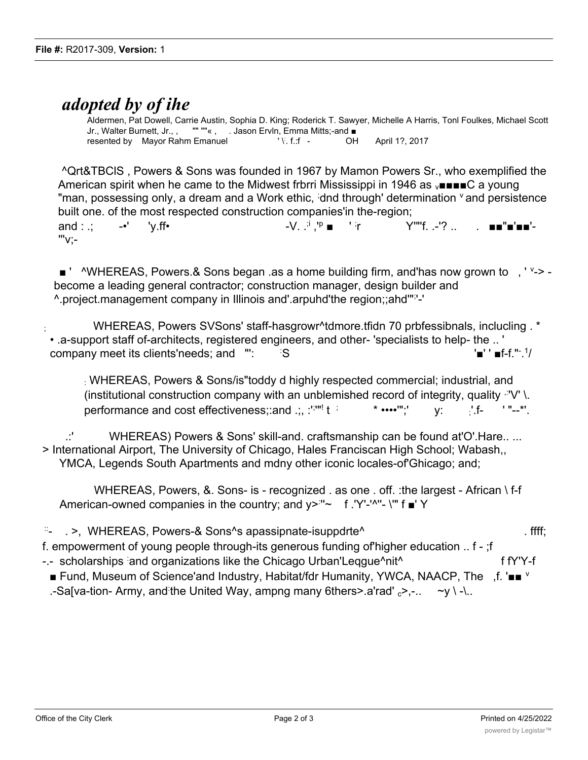# *adopted by of ihe*

Aldermen, Pat Dowell, Carrie Austin, Sophia D. King; Roderick T. Sawyer, Michelle A Harris, Tonl Foulkes, Michael Scott Jr., Walter Burnett, Jr., , "" ""« , . Jason Ervln, Emma Mitts;-and ■
resented by Mayor Rahm Emanuel ' \: f.:f - OH April 1?, 2017

^Qrt&TBCIS , Powers & Sons was founded in 1967 by Mamon Powers Sr., who exemplified the American spirit when he came to the Midwest frbrri Mississippi in 1946 as v■■■■C a young "man, possessing only, a dream and a Work ethic, dnd through' determination v and persistence built one. of the most respected construction companies'in the-region; and : .; -•' 'y.ff• -V. .:i ,'p ■ ' r Y""f. .-'? .. . ■■"■'■■'- "'v;-

■ ' ^WHEREAS, Powers.& Sons began .as a home building firm, and'has now grown to , ' v-> - become a leading general contractor; construction manager, design builder and ^.project.management company in Illinois and'.arpuhd'the region;;ahd"'-'

WHEREAS, Powers SVSons' staff-hasgrowr^tdmore.tfidn 70 prbfessibnals, inclucling . * • .a-support staff of-architects, registered engineers, and other- 'specialists to help- the .. ' company meet its clients'needs; and "': S '■' ' ■f-f."-.1/

WHEREAS, Powers & Sons/is"toddy d highly respected commercial; industrial, and (institutional construction company with an unblemished record of integrity, quality ;'V' \. performance and cost effectiveness;:and .;, :';""! t * ••••"';' y: ;'.f- ' "--*'.

.:' WHEREAS) Powers & Sons' skill-and. craftsmanship can be found at'O'.Hare.. ... > International Airport, The University of Chicago, Hales Franciscan High School; Wabash,, YMCA, Legends South Apartments and mdny other iconic locales-of'Ghicago; and;

WHEREAS, Powers, &. Sons- is - recognized . as one . off. :the largest - African \ f-f American-owned companies in the country; and y>:"~ f .'Y'-'^"- \'" f ■' Y

::- . >, WHEREAS, Powers-& Sons^s apassipnate-isuppdrte^ . ffff; f. empowerment of young people through-its generous funding of'higher education .. f - ;f -.- scholarships and organizations like the Chicago Urban'Leqgue^nit^ f fY'Y-f ■ Fund, Museum of Science'and Industry, Habitat/fdr Humanity, YWCA, NAACP, The ,f. '■■ v .-Sa[va-tion- Army, and the United Way, ampng many 6thers>.a'rad' c>,-.. ~y \ -\..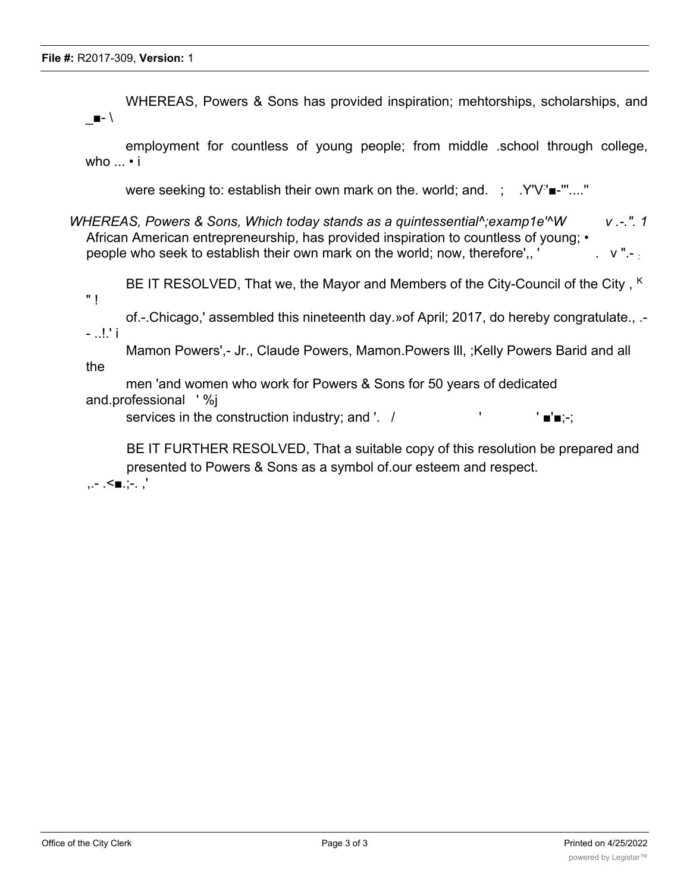WHEREAS, Powers & Sons has provided inspiration; mehtorships, scholarships, and _■- \

employment for countless of young people; from middle .school through college, who ... • i

were seeking to: establish their own mark on the. world; and. ; .Y'V:'■-'"...."

*WHEREAS, Powers & Sons, Which today stands as a quintessential^;examp1e'^W v .-.". 1* African American entrepreneurship, has provided inspiration to countless of young; • people who seek to establish their own mark on the world; now, therefore',, ' . v ".- :

BE IT RESOLVED, That we, the Mayor and Members of the City-Council of the City , K " !

of.-.Chicago,' assembled this nineteenth day.»of April; 2017, do hereby congratulate., .- - ..!.' i

Mamon Powers',- Jr., Claude Powers, Mamon.Powers lll, ;Kelly Powers Barid and all the

men 'and women who work for Powers & Sons for 50 years of dedicated and.professional ' %j

services in the construction industry; and '. / ' ' ■'■;-;

BE IT FURTHER RESOLVED, That a suitable copy of this resolution be prepared and presented to Powers & Sons as a symbol of.our esteem and respect.

,.- .<■.;-. ,'